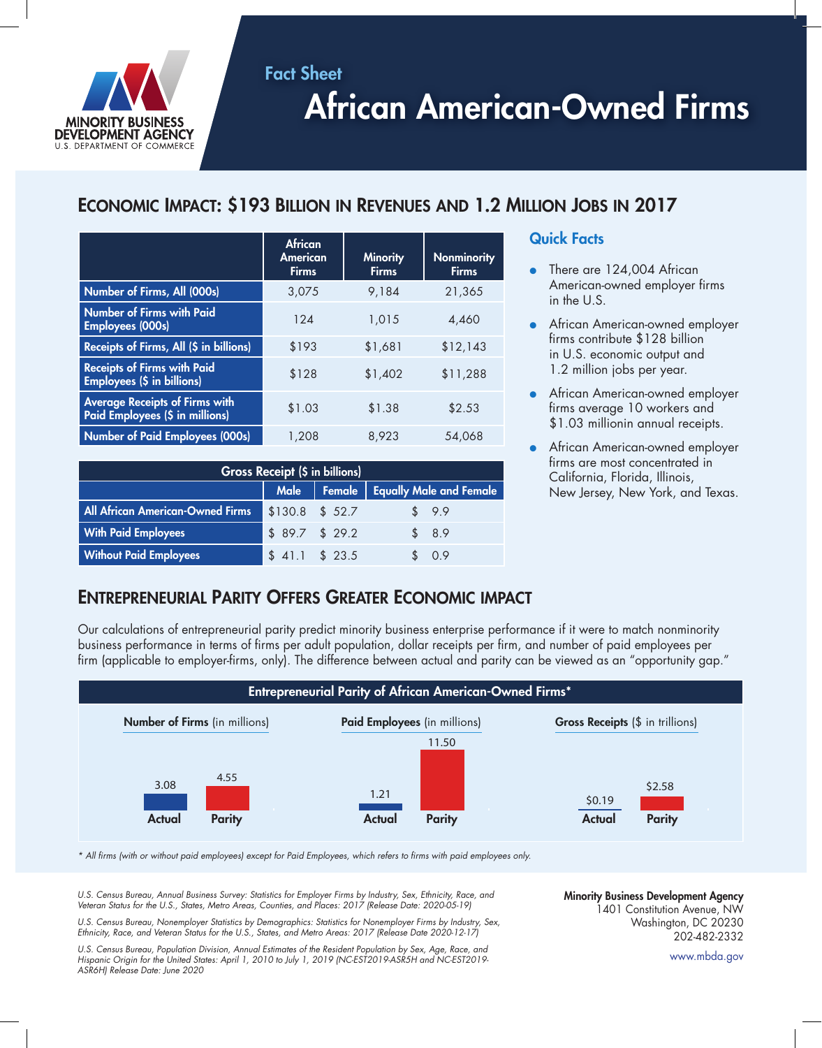MINORITY BUSINESS DEVELOPMENT AGENCY
U.S. DEPARTMENT OF COMMERCE

## Fact Sheet

# African American-Owned Firms

## ECONOMIC IMPACT: $193 BILLION IN REVENUES AND 1.2 MILLION JOBS IN 2017

| | African American Firms | Minority Firms | Nonminority Firms |
|---|---|---|---|
| Number of Firms, All (000s) | 3,075 | 9,184 | 21,365 |
| Number of Firms with Paid Employees (000s) | 124 | 1,015 | 4,460 |
| Receipts of Firms, All ($ in billions) | $193 | $1,681 | $12,143 |
| Receipts of Firms with Paid Employees ($ in billions) | $128 | $1,402 | $11,288 |
| Average Receipts of Firms with Paid Employees ($ in millions) | $1.03 | $1.38 | $2.53 |
| Number of Paid Employees (000s) | 1,208 | 8,923 | 54,068 |

| Gross Receipt ($ in billions) | | | |
|---|---|---|---|
| | Male | Female | Equally Male and Female |
| All African American-Owned Firms | $130.8 | $ 52.7 | $ 9.9 |
| With Paid Employees | $ 89.7 | $ 29.2 | $ 8.9 |
| Without Paid Employees | $ 41.1 | $ 23.5 | $ 0.9 |

### Quick Facts

- There are 124,004 African American-owned employer firms in the U.S.
- African American-owned employer firms contribute $128 billion in U.S. economic output and 1.2 million jobs per year.
- African American-owned employer firms average 10 workers and $1.03 millionin annual receipts.
- African American-owned employer firms are most concentrated in California, Florida, Illinois, New Jersey, New York, and Texas.

## ENTREPRENEURIAL PARITY OFFERS GREATER ECONOMIC IMPACT

Our calculations of entrepreneurial parity predict minority business enterprise performance if it were to match nonminority business performance in terms of firms per adult population, dollar receipts per firm, and number of paid employees per firm (applicable to employer-firms, only). The difference between actual and parity can be viewed as an "opportunity gap."

**Entrepreneurial Parity of African American-Owned Firms***

| | Actual | Parity |
|---|---|---|
| **Number of Firms** (in millions) | 3.08 | 4.55 |
| **Paid Employees** (in millions) | 1.21 | 11.50 |
| **Gross Receipts** ($ in trillions) | $0.19 | $2.58 |

*\* All firms (with or without paid employees) except for Paid Employees, which refers to firms with paid employees only.*

*U.S. Census Bureau, Annual Business Survey: Statistics for Employer Firms by Industry, Sex, Ethnicity, Race, and Veteran Status for the U.S., States, Metro Areas, Counties, and Places: 2017 (Release Date: 2020-05-19)*

*U.S. Census Bureau, Nonemployer Statistics by Demographics: Statistics for Nonemployer Firms by Industry, Sex, Ethnicity, Race, and Veteran Status for the U.S., States, and Metro Areas: 2017 (Release Date 2020-12-17)*

*U.S. Census Bureau, Population Division, Annual Estimates of the Resident Population by Sex, Age, Race, and Hispanic Origin for the United States: April 1, 2010 to July 1, 2019 (NC-EST2019-ASR5H and NC-EST2019-ASR6H) Release Date: June 2020*

**Minority Business Development Agency**
1401 Constitution Avenue, NW
Washington, DC 20230
202-482-2332

www.mbda.gov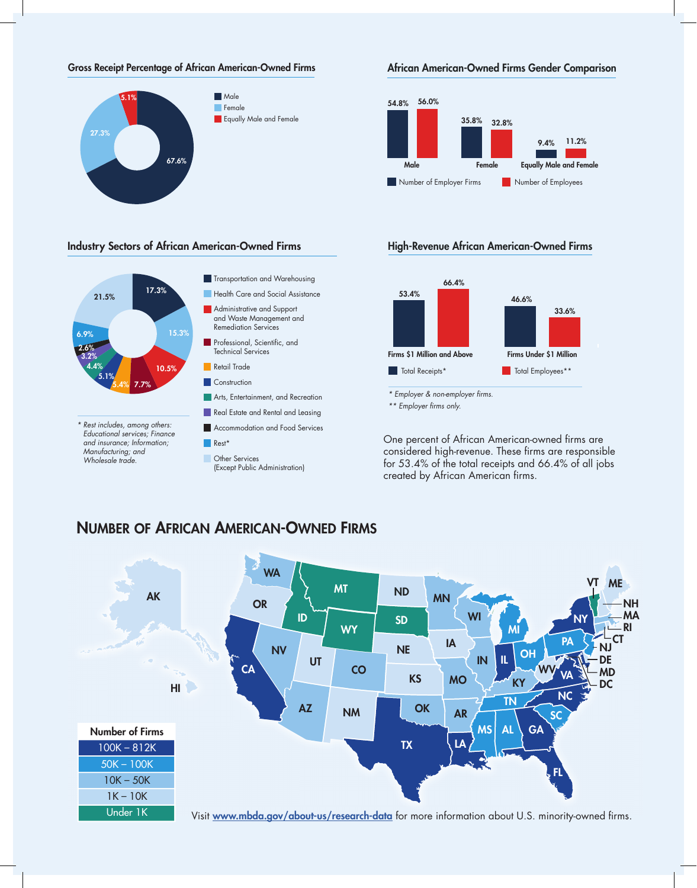### Gross Receipt Percentage of African American-Owned Firms

Male
Female
Equally Male and Female

67.6%
27.3%
5.1%

### African American-Owned Firms Gender Comparison

54.8% 56.0%
Male
35.8% 32.8%
Female
9.4% 11.2%
Equally Male and Female

Number of Employer Firms
Number of Employees

### Industry Sectors of African American-Owned Firms

17.3%
15.3%
10.5%
7.7%
5.4%
5.1%
4.4%
3.2%
2.6%
6.9%
21.5%

Transportation and Warehousing
Health Care and Social Assistance
Administrative and Support and Waste Management and Remediation Services
Professional, Scientific, and Technical Services
Retail Trade
Construction
Arts, Entertainment, and Recreation
Real Estate and Rental and Leasing
Accommodation and Food Services
Rest*
Other Services (Except Public Administration)

\* Rest includes, among others: Educational services; Finance and insurance; Information; Manufacturing; and Wholesale trade.

### High-Revenue African American-Owned Firms

53.4% 66.4%
Firms $1 Million and Above
46.6% 33.6%
Firms Under $1 Million

Total Receipts*
Total Employees**

\* Employer & non-employer firms.
\** Employer firms only.

One percent of African American-owned firms are considered high-revenue. These firms are responsible for 53.4% of the total receipts and 66.4% of all jobs created by African American firms.

## Number of African American-Owned Firms

AK HI WA OR ID MT WY ND SD NE MN WI IA IL IN MI OH KS MO CA NV UT CO AZ NM TX OK AR LA MS AL GA FL SC NC TN KY VA WV PA NY VT ME NH MA RI CT NJ DE MD DC

| Number of Firms |
|---|
| 100K – 812K |
| 50K – 100K |
| 10K – 50K |
| 1K – 10K |
| Under 1K |

Visit **www.mbda.gov/about-us/research-data** for more information about U.S. minority-owned firms.